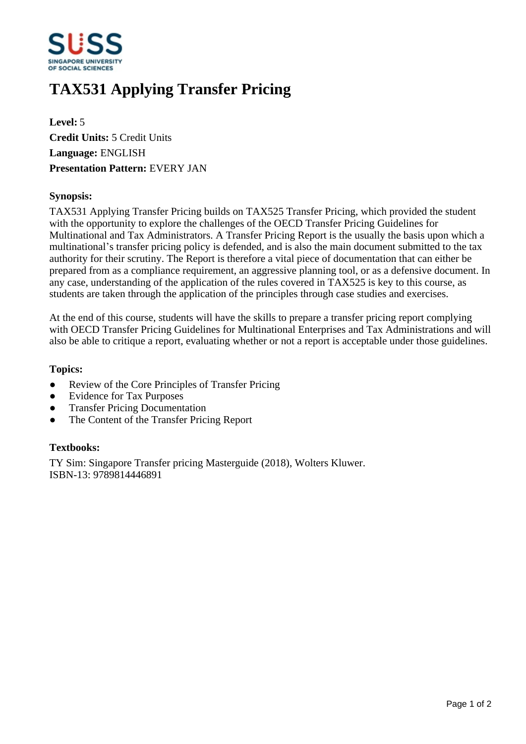# TAX531 Applying Transfer Pricing

**Level:** 5
**Credit Units:** 5 Credit Units
**Language:** ENGLISH
**Presentation Pattern:** EVERY JAN

### Synopsis:

TAX531 Applying Transfer Pricing builds on TAX525 Transfer Pricing, which provided the student with the opportunity to explore the challenges of the OECD Transfer Pricing Guidelines for Multinational and Tax Administrators. A Transfer Pricing Report is the usually the basis upon which a multinational's transfer pricing policy is defended, and is also the main document submitted to the tax authority for their scrutiny. The Report is therefore a vital piece of documentation that can either be prepared from as a compliance requirement, an aggressive planning tool, or as a defensive document. In any case, understanding of the application of the rules covered in TAX525 is key to this course, as students are taken through the application of the principles through case studies and exercises.

At the end of this course, students will have the skills to prepare a transfer pricing report complying with OECD Transfer Pricing Guidelines for Multinational Enterprises and Tax Administrations and will also be able to critique a report, evaluating whether or not a report is acceptable under those guidelines.

### Topics:

- Review of the Core Principles of Transfer Pricing
- Evidence for Tax Purposes
- Transfer Pricing Documentation
- The Content of the Transfer Pricing Report

### Textbooks:

TY Sim: Singapore Transfer pricing Masterguide (2018), Wolters Kluwer.
ISBN-13: 9789814446891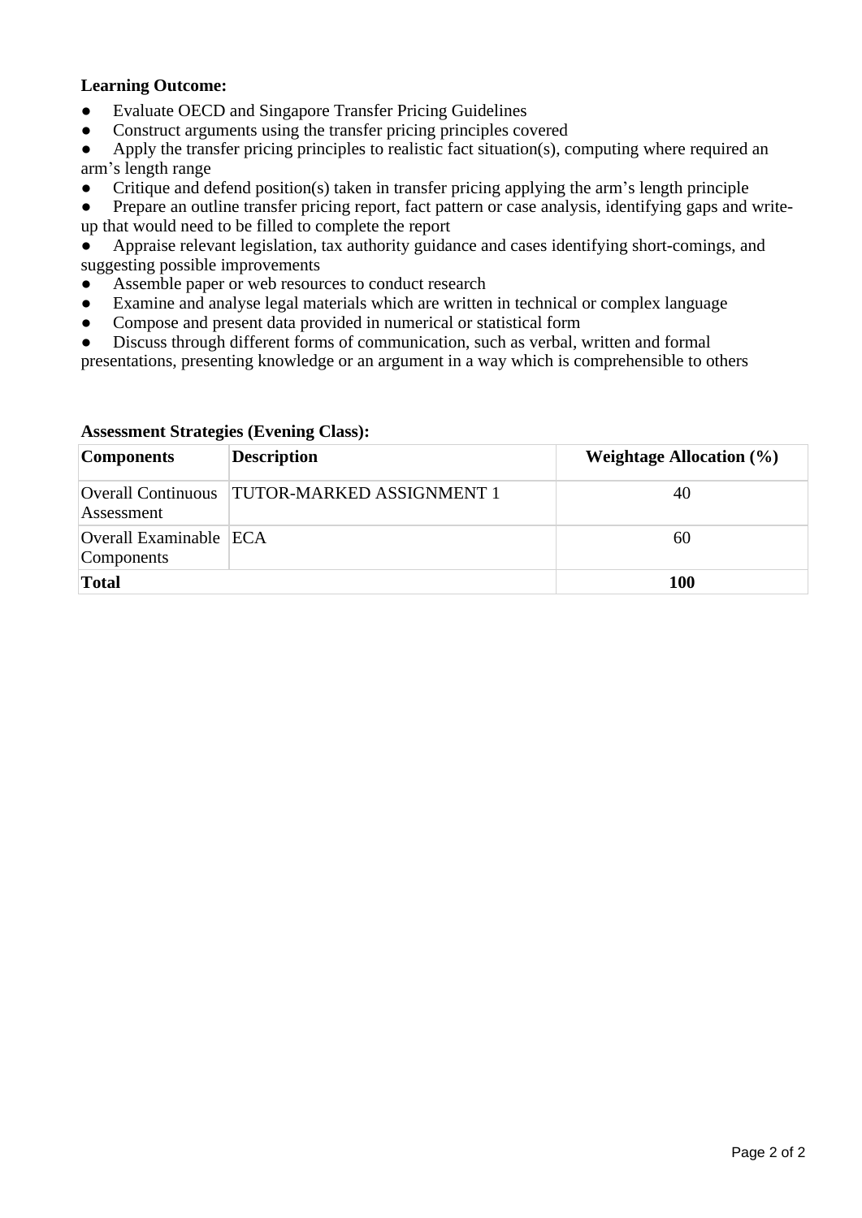**Learning Outcome:**

- Evaluate OECD and Singapore Transfer Pricing Guidelines
- Construct arguments using the transfer pricing principles covered
- Apply the transfer pricing principles to realistic fact situation(s), computing where required an arm's length range
- Critique and defend position(s) taken in transfer pricing applying the arm's length principle
- Prepare an outline transfer pricing report, fact pattern or case analysis, identifying gaps and write-up that would need to be filled to complete the report
- Appraise relevant legislation, tax authority guidance and cases identifying short-comings, and suggesting possible improvements
- Assemble paper or web resources to conduct research
- Examine and analyse legal materials which are written in technical or complex language
- Compose and present data provided in numerical or statistical form
- Discuss through different forms of communication, such as verbal, written and formal presentations, presenting knowledge or an argument in a way which is comprehensible to others

**Assessment Strategies (Evening Class):**

| **Components** | **Description** | **Weightage Allocation (%)** |
|---|---|---|
| Overall Continuous Assessment | TUTOR-MARKED ASSIGNMENT 1 | 40 |
| Overall Examinable Components | ECA | 60 |
| **Total** | | **100** |